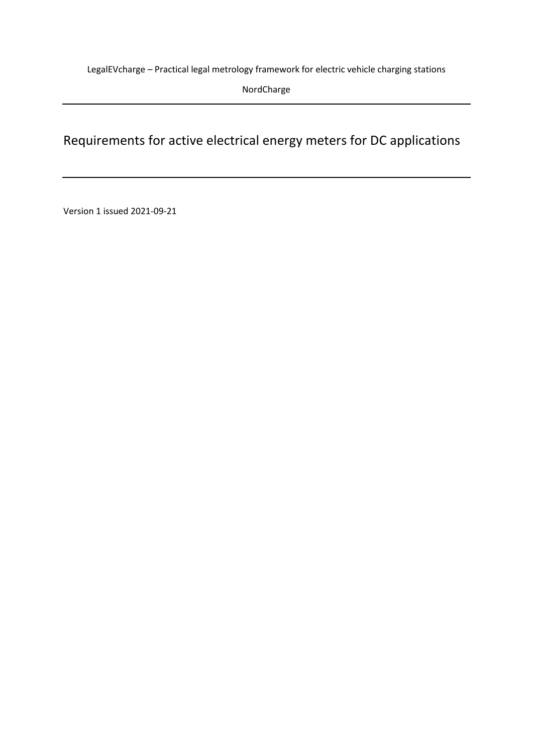LegalEVcharge – Practical legal metrology framework for electric vehicle charging stations

NordCharge

---

# Requirements for active electrical energy meters for DC applications

---

Version 1 issued 2021-09-21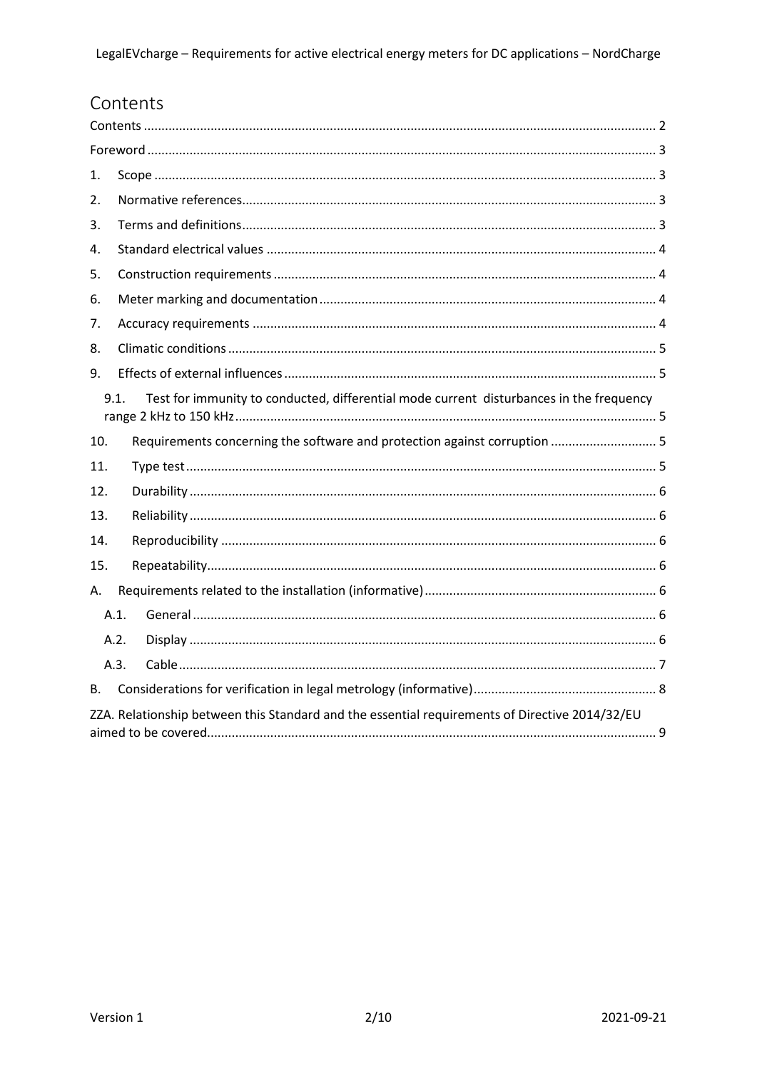# Contents

Contents ........................................................................................................................................ 2

Foreword ........................................................................................................................................ 3

1. Scope ........................................................................................................................................ 3
2. Normative references................................................................................................................ 3
3. Terms and definitions................................................................................................................ 3
4. Standard electrical values ........................................................................................................ 4
5. Construction requirements ...................................................................................................... 4
6. Meter marking and documentation .......................................................................................... 4
7. Accuracy requirements ............................................................................................................ 4
8. Climatic conditions .................................................................................................................. 5
9. Effects of external influences ................................................................................................... 5
   - 9.1. Test for immunity to conducted, differential mode current disturbances in the frequency range 2 kHz to 150 kHz ............................................................................................................... 5
10. Requirements concerning the software and protection against corruption ............................. 5
11. Type test .................................................................................................................................. 5
12. Durability ................................................................................................................................ 6
13. Reliability ................................................................................................................................ 6
14. Reproducibility ........................................................................................................................ 6
15. Repeatability ............................................................................................................................ 6

A. Requirements related to the installation (informative) ................................................................ 6
   - A.1. General ............................................................................................................................ 6
   - A.2. Display ............................................................................................................................ 6
   - A.3. Cable ............................................................................................................................... 7

B. Considerations for verification in legal metrology (informative) .................................................. 8

ZZA. Relationship between this Standard and the essential requirements of Directive 2014/32/EU aimed to be covered............................................................................................................ 9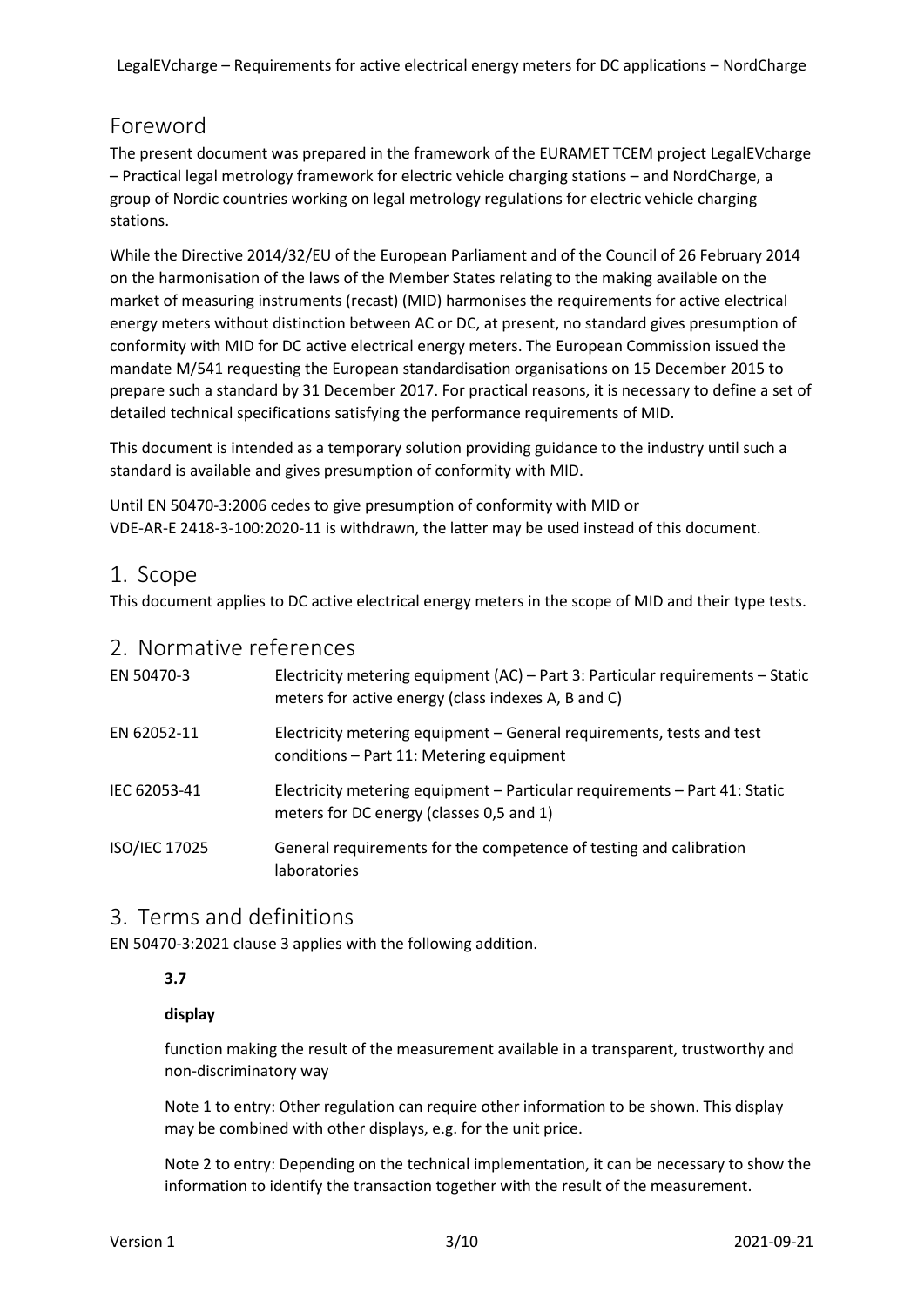## Foreword

The present document was prepared in the framework of the EURAMET TCEM project LegalEVcharge – Practical legal metrology framework for electric vehicle charging stations – and NordCharge, a group of Nordic countries working on legal metrology regulations for electric vehicle charging stations.

While the Directive 2014/32/EU of the European Parliament and of the Council of 26 February 2014 on the harmonisation of the laws of the Member States relating to the making available on the market of measuring instruments (recast) (MID) harmonises the requirements for active electrical energy meters without distinction between AC or DC, at present, no standard gives presumption of conformity with MID for DC active electrical energy meters. The European Commission issued the mandate M/541 requesting the European standardisation organisations on 15 December 2015 to prepare such a standard by 31 December 2017. For practical reasons, it is necessary to define a set of detailed technical specifications satisfying the performance requirements of MID.

This document is intended as a temporary solution providing guidance to the industry until such a standard is available and gives presumption of conformity with MID.

Until EN 50470-3:2006 cedes to give presumption of conformity with MID or VDE-AR-E 2418-3-100:2020-11 is withdrawn, the latter may be used instead of this document.

## 1. Scope

This document applies to DC active electrical energy meters in the scope of MID and their type tests.

## 2. Normative references

| | |
|---|---|
| EN 50470-3 | Electricity metering equipment (AC) – Part 3: Particular requirements – Static meters for active energy (class indexes A, B and C) |
| EN 62052-11 | Electricity metering equipment – General requirements, tests and test conditions – Part 11: Metering equipment |
| IEC 62053-41 | Electricity metering equipment – Particular requirements – Part 41: Static meters for DC energy (classes 0,5 and 1) |
| ISO/IEC 17025 | General requirements for the competence of testing and calibration laboratories |

## 3. Terms and definitions

EN 50470-3:2021 clause 3 applies with the following addition.

**3.7**

**display**

function making the result of the measurement available in a transparent, trustworthy and non-discriminatory way

Note 1 to entry: Other regulation can require other information to be shown. This display may be combined with other displays, e.g. for the unit price.

Note 2 to entry: Depending on the technical implementation, it can be necessary to show the information to identify the transaction together with the result of the measurement.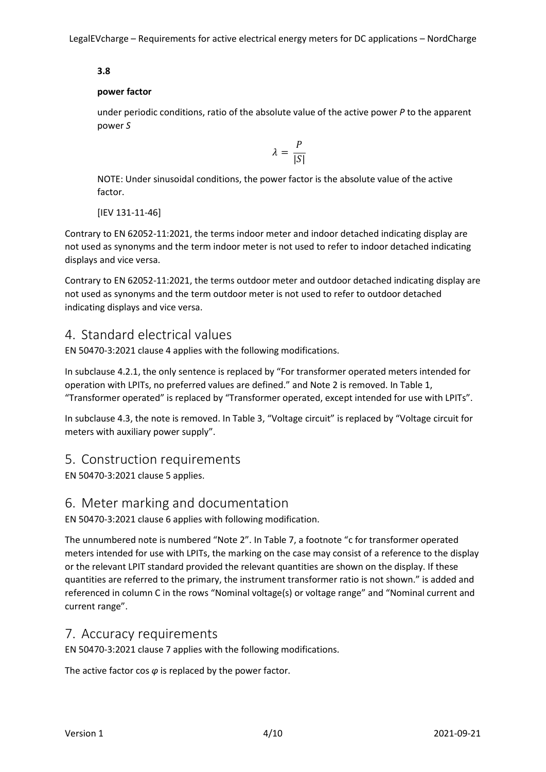**3.8**

**power factor**

under periodic conditions, ratio of the absolute value of the active power $P$ to the apparent power $S$

$$\lambda = \frac{P}{|S|}$$

NOTE: Under sinusoidal conditions, the power factor is the absolute value of the active factor.

[IEV 131-11-46]

Contrary to EN 62052-11:2021, the terms indoor meter and indoor detached indicating display are not used as synonyms and the term indoor meter is not used to refer to indoor detached indicating displays and vice versa.

Contrary to EN 62052-11:2021, the terms outdoor meter and outdoor detached indicating display are not used as synonyms and the term outdoor meter is not used to refer to outdoor detached indicating displays and vice versa.

# 4. Standard electrical values

EN 50470-3:2021 clause 4 applies with the following modifications.

In subclause 4.2.1, the only sentence is replaced by "For transformer operated meters intended for operation with LPITs, no preferred values are defined." and Note 2 is removed. In Table 1, "Transformer operated" is replaced by "Transformer operated, except intended for use with LPITs".

In subclause 4.3, the note is removed. In Table 3, "Voltage circuit" is replaced by "Voltage circuit for meters with auxiliary power supply".

# 5. Construction requirements

EN 50470-3:2021 clause 5 applies.

# 6. Meter marking and documentation

EN 50470-3:2021 clause 6 applies with following modification.

The unnumbered note is numbered "Note 2". In Table 7, a footnote "c for transformer operated meters intended for use with LPITs, the marking on the case may consist of a reference to the display or the relevant LPIT standard provided the relevant quantities are shown on the display. If these quantities are referred to the primary, the instrument transformer ratio is not shown." is added and referenced in column C in the rows "Nominal voltage(s) or voltage range" and "Nominal current and current range".

# 7. Accuracy requirements

EN 50470-3:2021 clause 7 applies with the following modifications.

The active factor cos $\varphi$ is replaced by the power factor.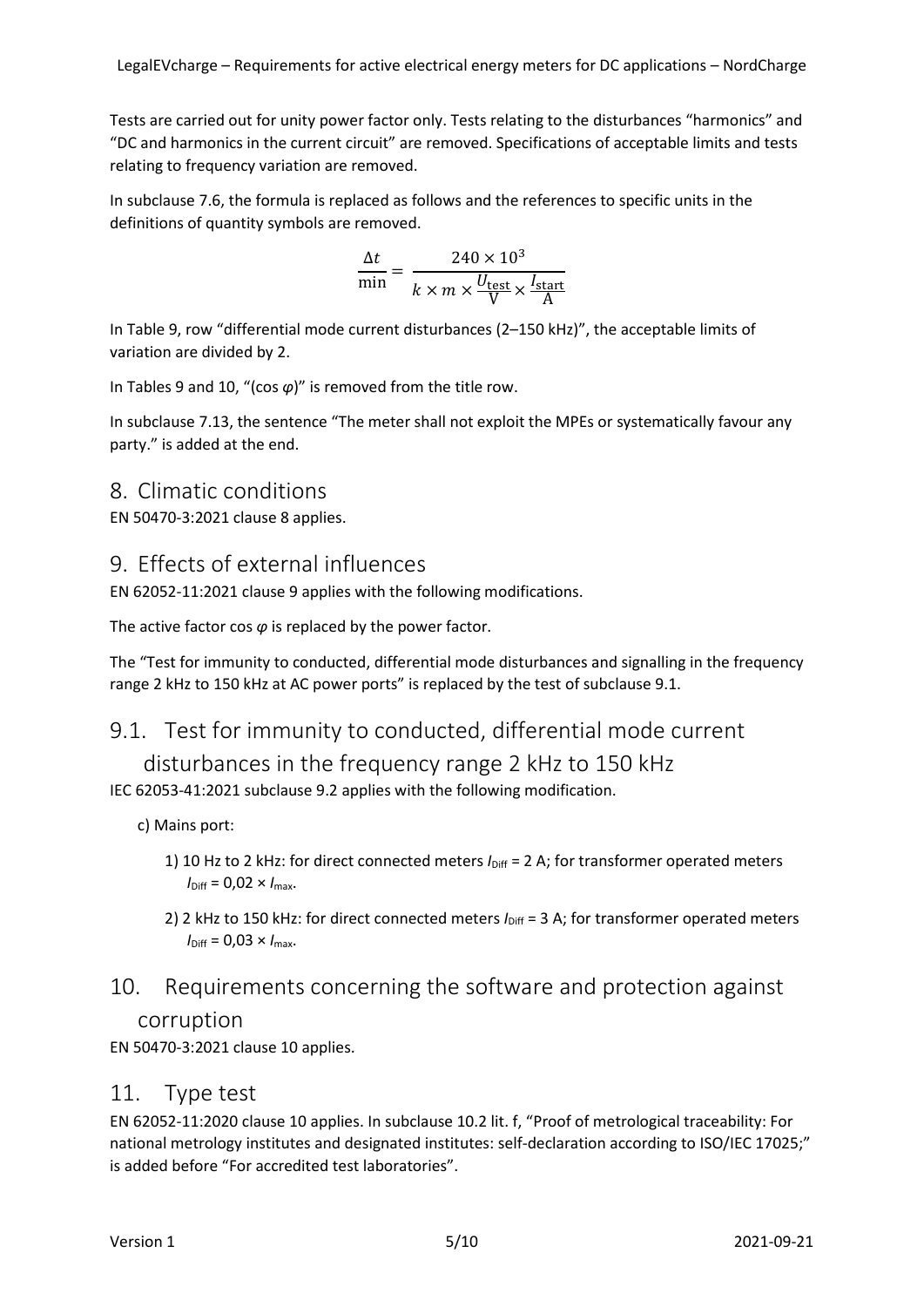Tests are carried out for unity power factor only. Tests relating to the disturbances "harmonics" and "DC and harmonics in the current circuit" are removed. Specifications of acceptable limits and tests relating to frequency variation are removed.

In subclause 7.6, the formula is replaced as follows and the references to specific units in the definitions of quantity symbols are removed.

$$\frac{\Delta t}{\text{min}} = \frac{240 \times 10^3}{k \times m \times \frac{U_{\text{test}}}{\text{V}} \times \frac{I_{\text{start}}}{\text{A}}}$$

In Table 9, row "differential mode current disturbances (2–150 kHz)", the acceptable limits of variation are divided by 2.

In Tables 9 and 10, "(cos $\varphi$)" is removed from the title row.

In subclause 7.13, the sentence "The meter shall not exploit the MPEs or systematically favour any party." is added at the end.

# 8. Climatic conditions

EN 50470-3:2021 clause 8 applies.

# 9. Effects of external influences

EN 62052-11:2021 clause 9 applies with the following modifications.

The active factor cos $\varphi$ is replaced by the power factor.

The "Test for immunity to conducted, differential mode disturbances and signalling in the frequency range 2 kHz to 150 kHz at AC power ports" is replaced by the test of subclause 9.1.

## 9.1. Test for immunity to conducted, differential mode current disturbances in the frequency range 2 kHz to 150 kHz

IEC 62053-41:2021 subclause 9.2 applies with the following modification.

c) Mains port:

1) 10 Hz to 2 kHz: for direct connected meters $I_{\text{Diff}}$ = 2 A; for transformer operated meters $I_{\text{Diff}} = 0{,}02 \times I_{\text{max}}$.

2) 2 kHz to 150 kHz: for direct connected meters $I_{\text{Diff}}$ = 3 A; for transformer operated meters $I_{\text{Diff}} = 0{,}03 \times I_{\text{max}}$.

# 10. Requirements concerning the software and protection against corruption

EN 50470-3:2021 clause 10 applies.

# 11. Type test

EN 62052-11:2020 clause 10 applies. In subclause 10.2 lit. f, "Proof of metrological traceability: For national metrology institutes and designated institutes: self-declaration according to ISO/IEC 17025;" is added before "For accredited test laboratories".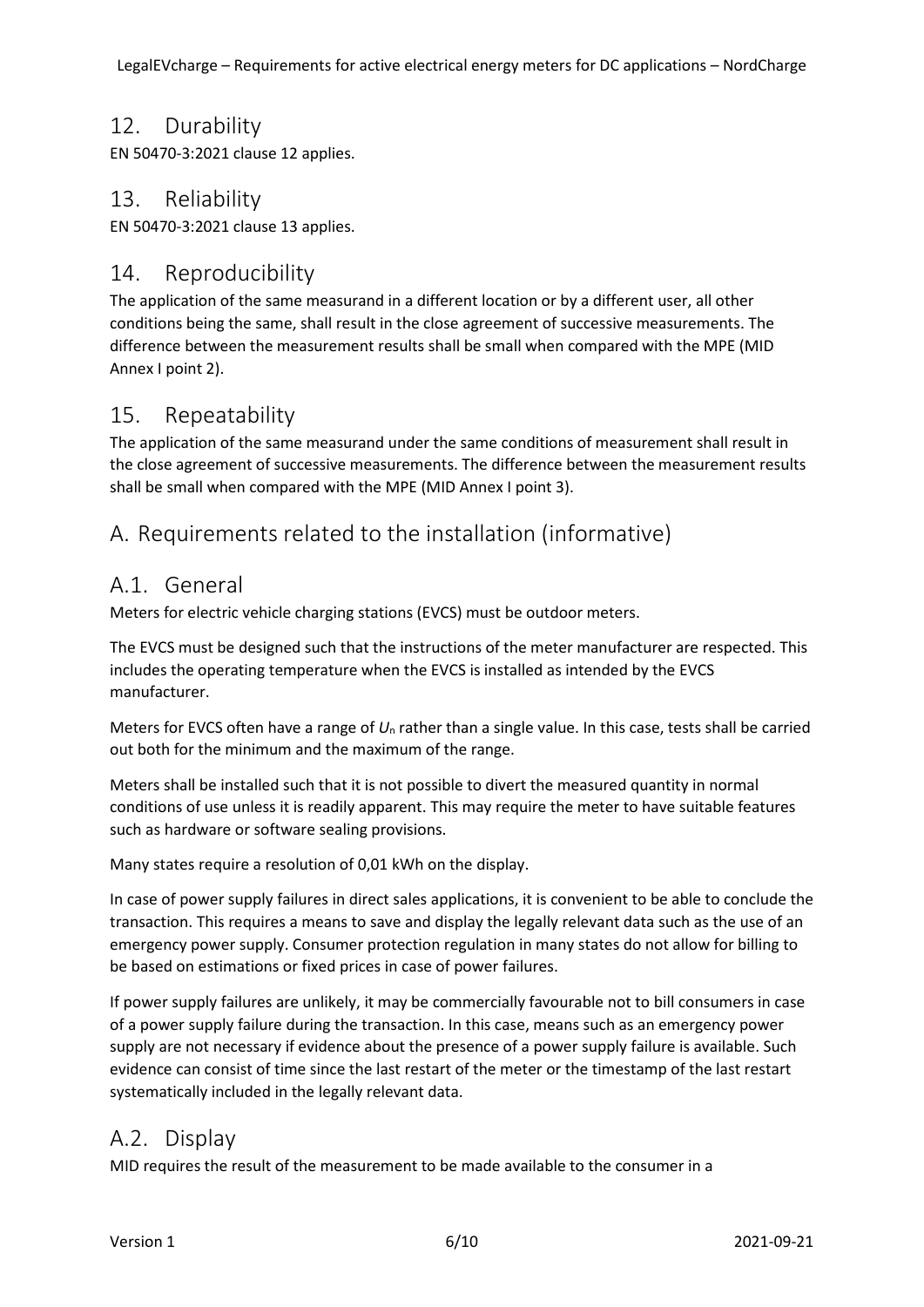## 12. Durability

EN 50470-3:2021 clause 12 applies.

## 13. Reliability

EN 50470-3:2021 clause 13 applies.

## 14. Reproducibility

The application of the same measurand in a different location or by a different user, all other conditions being the same, shall result in the close agreement of successive measurements. The difference between the measurement results shall be small when compared with the MPE (MID Annex I point 2).

## 15. Repeatability

The application of the same measurand under the same conditions of measurement shall result in the close agreement of successive measurements. The difference between the measurement results shall be small when compared with the MPE (MID Annex I point 3).

# A. Requirements related to the installation (informative)

## A.1. General

Meters for electric vehicle charging stations (EVCS) must be outdoor meters.

The EVCS must be designed such that the instructions of the meter manufacturer are respected. This includes the operating temperature when the EVCS is installed as intended by the EVCS manufacturer.

Meters for EVCS often have a range of $U_n$ rather than a single value. In this case, tests shall be carried out both for the minimum and the maximum of the range.

Meters shall be installed such that it is not possible to divert the measured quantity in normal conditions of use unless it is readily apparent. This may require the meter to have suitable features such as hardware or software sealing provisions.

Many states require a resolution of 0,01 kWh on the display.

In case of power supply failures in direct sales applications, it is convenient to be able to conclude the transaction. This requires a means to save and display the legally relevant data such as the use of an emergency power supply. Consumer protection regulation in many states do not allow for billing to be based on estimations or fixed prices in case of power failures.

If power supply failures are unlikely, it may be commercially favourable not to bill consumers in case of a power supply failure during the transaction. In this case, means such as an emergency power supply are not necessary if evidence about the presence of a power supply failure is available. Such evidence can consist of time since the last restart of the meter or the timestamp of the last restart systematically included in the legally relevant data.

## A.2. Display

MID requires the result of the measurement to be made available to the consumer in a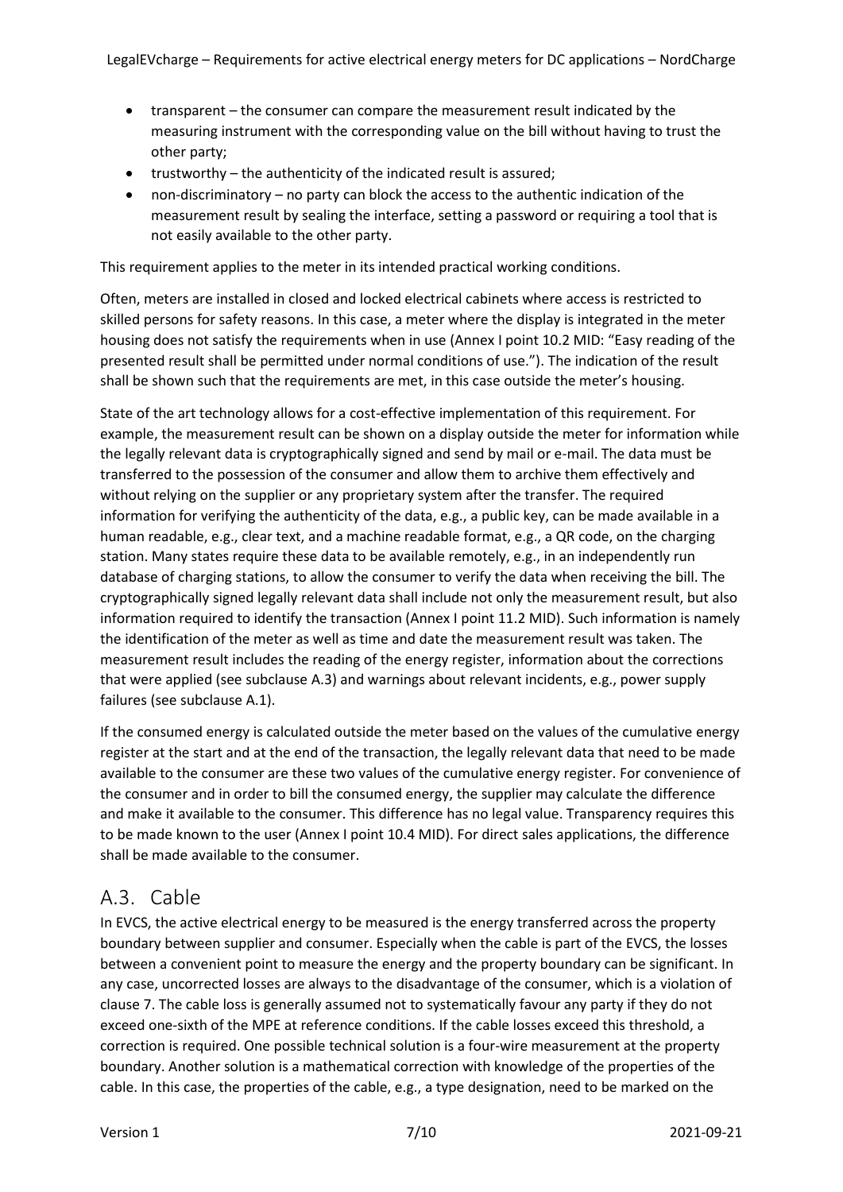- transparent – the consumer can compare the measurement result indicated by the measuring instrument with the corresponding value on the bill without having to trust the other party;
- trustworthy – the authenticity of the indicated result is assured;
- non-discriminatory – no party can block the access to the authentic indication of the measurement result by sealing the interface, setting a password or requiring a tool that is not easily available to the other party.

This requirement applies to the meter in its intended practical working conditions.

Often, meters are installed in closed and locked electrical cabinets where access is restricted to skilled persons for safety reasons. In this case, a meter where the display is integrated in the meter housing does not satisfy the requirements when in use (Annex I point 10.2 MID: "Easy reading of the presented result shall be permitted under normal conditions of use."). The indication of the result shall be shown such that the requirements are met, in this case outside the meter's housing.

State of the art technology allows for a cost-effective implementation of this requirement. For example, the measurement result can be shown on a display outside the meter for information while the legally relevant data is cryptographically signed and send by mail or e-mail. The data must be transferred to the possession of the consumer and allow them to archive them effectively and without relying on the supplier or any proprietary system after the transfer. The required information for verifying the authenticity of the data, e.g., a public key, can be made available in a human readable, e.g., clear text, and a machine readable format, e.g., a QR code, on the charging station. Many states require these data to be available remotely, e.g., in an independently run database of charging stations, to allow the consumer to verify the data when receiving the bill. The cryptographically signed legally relevant data shall include not only the measurement result, but also information required to identify the transaction (Annex I point 11.2 MID). Such information is namely the identification of the meter as well as time and date the measurement result was taken. The measurement result includes the reading of the energy register, information about the corrections that were applied (see subclause A.3) and warnings about relevant incidents, e.g., power supply failures (see subclause A.1).

If the consumed energy is calculated outside the meter based on the values of the cumulative energy register at the start and at the end of the transaction, the legally relevant data that need to be made available to the consumer are these two values of the cumulative energy register. For convenience of the consumer and in order to bill the consumed energy, the supplier may calculate the difference and make it available to the consumer. This difference has no legal value. Transparency requires this to be made known to the user (Annex I point 10.4 MID). For direct sales applications, the difference shall be made available to the consumer.

## A.3. Cable

In EVCS, the active electrical energy to be measured is the energy transferred across the property boundary between supplier and consumer. Especially when the cable is part of the EVCS, the losses between a convenient point to measure the energy and the property boundary can be significant. In any case, uncorrected losses are always to the disadvantage of the consumer, which is a violation of clause 7. The cable loss is generally assumed not to systematically favour any party if they do not exceed one-sixth of the MPE at reference conditions. If the cable losses exceed this threshold, a correction is required. One possible technical solution is a four-wire measurement at the property boundary. Another solution is a mathematical correction with knowledge of the properties of the cable. In this case, the properties of the cable, e.g., a type designation, need to be marked on the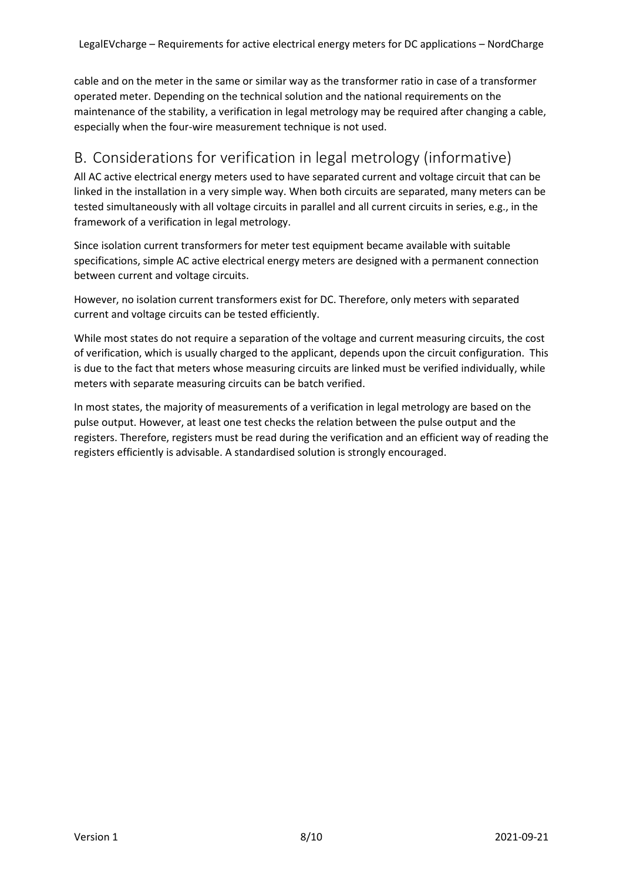cable and on the meter in the same or similar way as the transformer ratio in case of a transformer operated meter. Depending on the technical solution and the national requirements on the maintenance of the stability, a verification in legal metrology may be required after changing a cable, especially when the four-wire measurement technique is not used.

## B. Considerations for verification in legal metrology (informative)

All AC active electrical energy meters used to have separated current and voltage circuit that can be linked in the installation in a very simple way. When both circuits are separated, many meters can be tested simultaneously with all voltage circuits in parallel and all current circuits in series, e.g., in the framework of a verification in legal metrology.

Since isolation current transformers for meter test equipment became available with suitable specifications, simple AC active electrical energy meters are designed with a permanent connection between current and voltage circuits.

However, no isolation current transformers exist for DC. Therefore, only meters with separated current and voltage circuits can be tested efficiently.

While most states do not require a separation of the voltage and current measuring circuits, the cost of verification, which is usually charged to the applicant, depends upon the circuit configuration. This is due to the fact that meters whose measuring circuits are linked must be verified individually, while meters with separate measuring circuits can be batch verified.

In most states, the majority of measurements of a verification in legal metrology are based on the pulse output. However, at least one test checks the relation between the pulse output and the registers. Therefore, registers must be read during the verification and an efficient way of reading the registers efficiently is advisable. A standardised solution is strongly encouraged.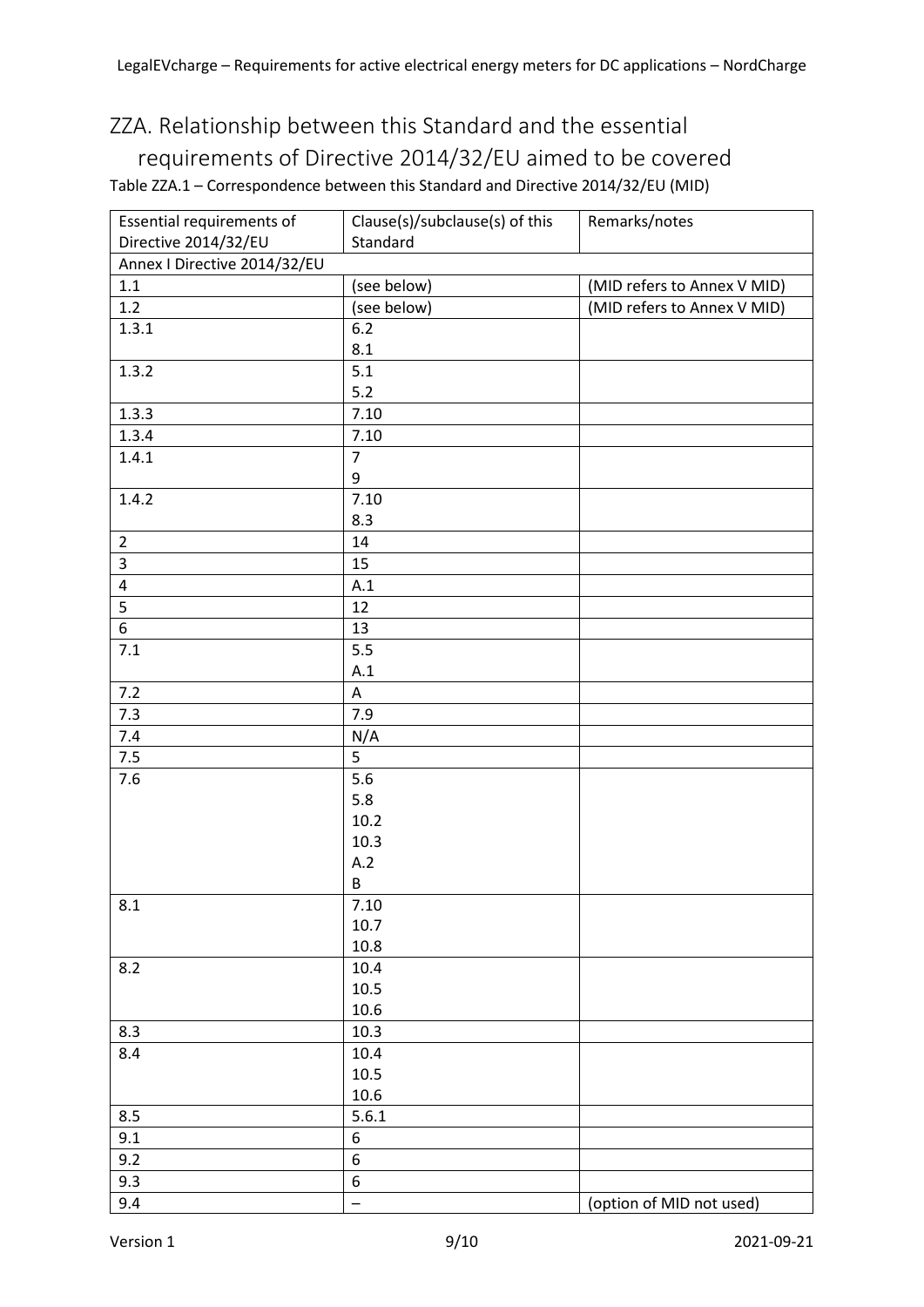## ZZA. Relationship between this Standard and the essential requirements of Directive 2014/32/EU aimed to be covered

Table ZZA.1 – Correspondence between this Standard and Directive 2014/32/EU (MID)

| Essential requirements of Directive 2014/32/EU | Clause(s)/subclause(s) of this Standard | Remarks/notes |
|---|---|---|
| Annex I Directive 2014/32/EU | | |
| 1.1 | (see below) | (MID refers to Annex V MID) |
| 1.2 | (see below) | (MID refers to Annex V MID) |
| 1.3.1 | 6.2<br>8.1 | |
| 1.3.2 | 5.1<br>5.2 | |
| 1.3.3 | 7.10 | |
| 1.3.4 | 7.10 | |
| 1.4.1 | 7<br>9 | |
| 1.4.2 | 7.10<br>8.3 | |
| 2 | 14 | |
| 3 | 15 | |
| 4 | A.1 | |
| 5 | 12 | |
| 6 | 13 | |
| 7.1 | 5.5<br>A.1 | |
| 7.2 | A | |
| 7.3 | 7.9 | |
| 7.4 | N/A | |
| 7.5 | 5 | |
| 7.6 | 5.6<br>5.8<br>10.2<br>10.3<br>A.2<br>B | |
| 8.1 | 7.10<br>10.7<br>10.8 | |
| 8.2 | 10.4<br>10.5<br>10.6 | |
| 8.3 | 10.3 | |
| 8.4 | 10.4<br>10.5<br>10.6 | |
| 8.5 | 5.6.1 | |
| 9.1 | 6 | |
| 9.2 | 6 | |
| 9.3 | 6 | |
| 9.4 | – | (option of MID not used) |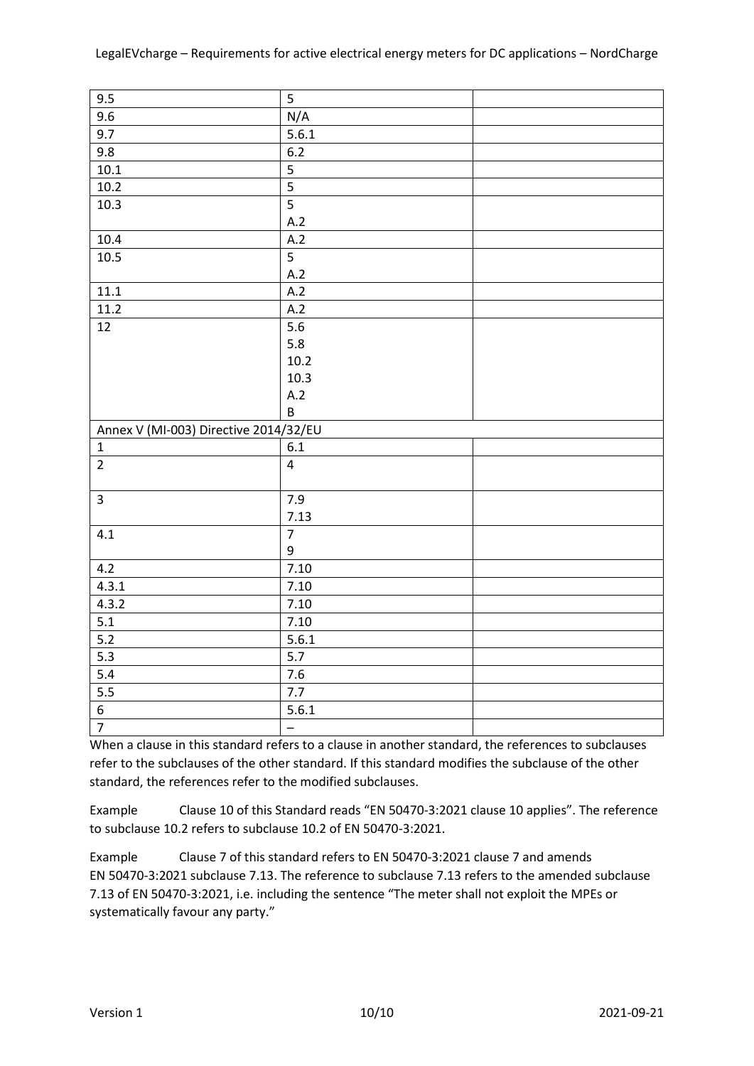| | | |
|---|---|---|
| 9.5 | 5 | |
| 9.6 | N/A | |
| 9.7 | 5.6.1 | |
| 9.8 | 6.2 | |
| 10.1 | 5 | |
| 10.2 | 5 | |
| 10.3 | 5<br>A.2 | |
| 10.4 | A.2 | |
| 10.5 | 5<br>A.2 | |
| 11.1 | A.2 | |
| 11.2 | A.2 | |
| 12 | 5.6<br>5.8<br>10.2<br>10.3<br>A.2<br>B | |
| Annex V (MI-003) Directive 2014/32/EU | | |
| 1 | 6.1 | |
| 2 | 4 | |
| 3 | 7.9<br>7.13 | |
| 4.1 | 7<br>9 | |
| 4.2 | 7.10 | |
| 4.3.1 | 7.10 | |
| 4.3.2 | 7.10 | |
| 5.1 | 7.10 | |
| 5.2 | 5.6.1 | |
| 5.3 | 5.7 | |
| 5.4 | 7.6 | |
| 5.5 | 7.7 | |
| 6 | 5.6.1 | |
| 7 | – | |

When a clause in this standard refers to a clause in another standard, the references to subclauses refer to the subclauses of the other standard. If this standard modifies the subclause of the other standard, the references refer to the modified subclauses.

Example Clause 10 of this Standard reads "EN 50470-3:2021 clause 10 applies". The reference to subclause 10.2 refers to subclause 10.2 of EN 50470-3:2021.

Example Clause 7 of this standard refers to EN 50470-3:2021 clause 7 and amends EN 50470-3:2021 subclause 7.13. The reference to subclause 7.13 refers to the amended subclause 7.13 of EN 50470-3:2021, i.e. including the sentence "The meter shall not exploit the MPEs or systematically favour any party."